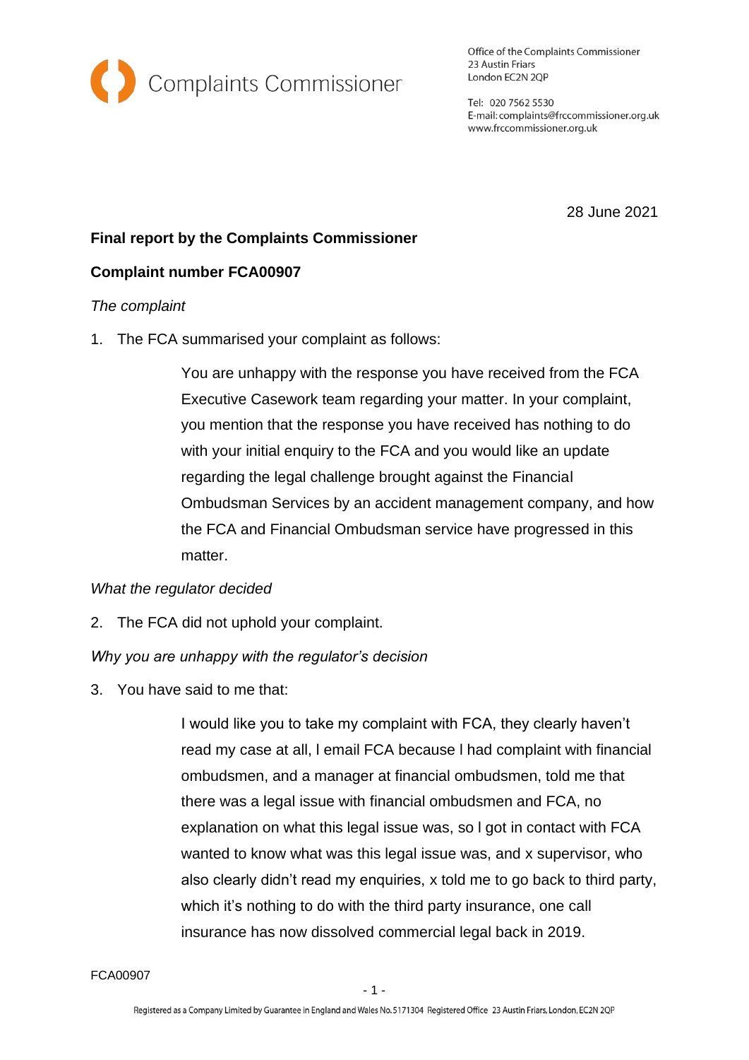Complaints Commissioner

Office of the Complaints Commissioner
23 Austin Friars
London EC2N 2QP

Tel: 020 7562 5530
E-mail: complaints@frccommissioner.org.uk
www.frccommissioner.org.uk

28 June 2021

**Final report by the Complaints Commissioner**

**Complaint number FCA00907**

*The complaint*

1. The FCA summarised your complaint as follows:

> You are unhappy with the response you have received from the FCA Executive Casework team regarding your matter. In your complaint, you mention that the response you have received has nothing to do with your initial enquiry to the FCA and you would like an update regarding the legal challenge brought against the Financial Ombudsman Services by an accident management company, and how the FCA and Financial Ombudsman service have progressed in this matter.

*What the regulator decided*

2. The FCA did not uphold your complaint.

*Why you are unhappy with the regulator's decision*

3. You have said to me that:

> I would like you to take my complaint with FCA, they clearly haven't read my case at all, I email FCA because I had complaint with financial ombudsmen, and a manager at financial ombudsmen, told me that there was a legal issue with financial ombudsmen and FCA, no explanation on what this legal issue was, so I got in contact with FCA wanted to know what was this legal issue was, and x supervisor, who also clearly didn't read my enquiries, x told me to go back to third party, which it's nothing to do with the third party insurance, one call insurance has now dissolved commercial legal back in 2019.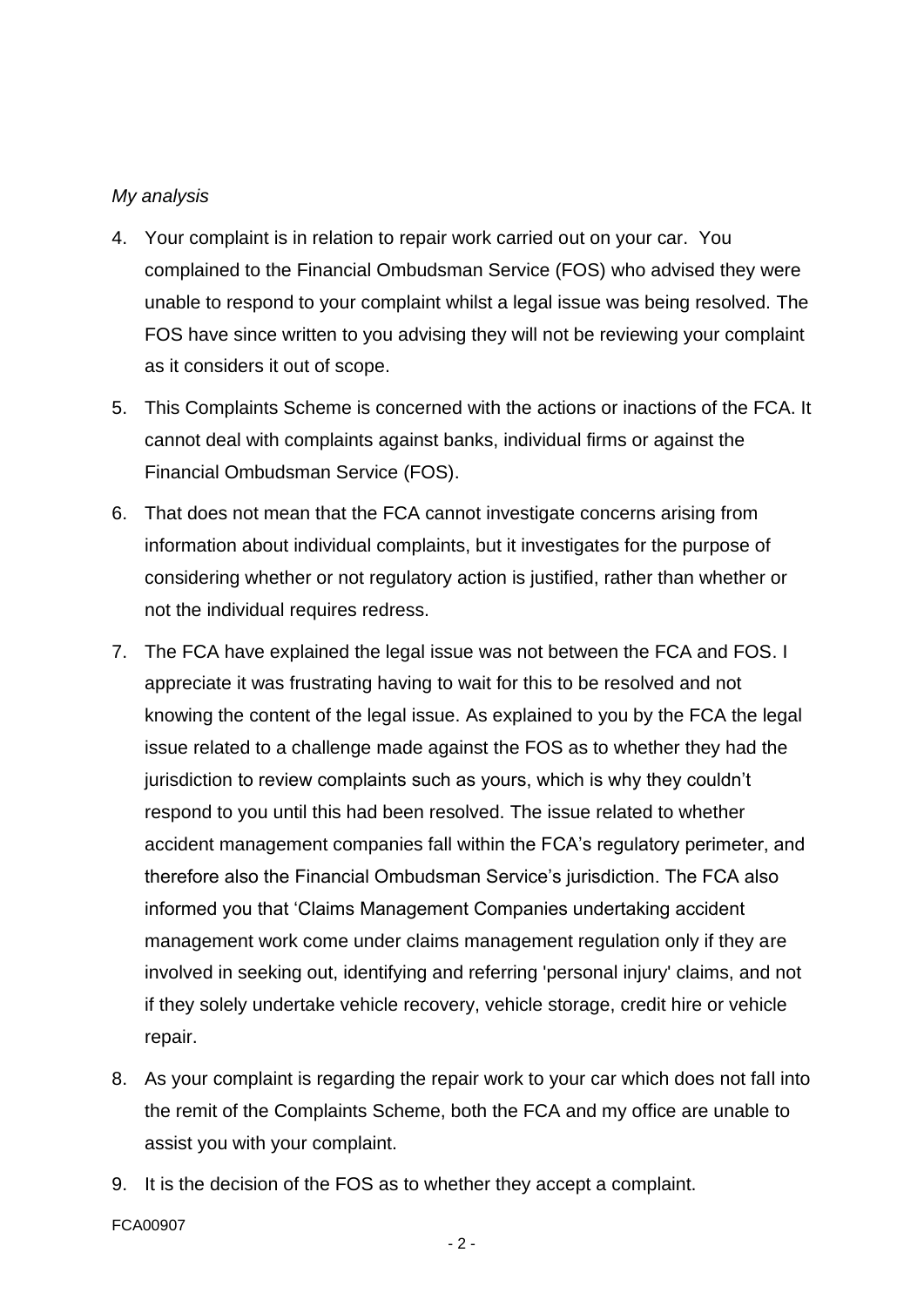*My analysis*

4. Your complaint is in relation to repair work carried out on your car. You complained to the Financial Ombudsman Service (FOS) who advised they were unable to respond to your complaint whilst a legal issue was being resolved. The FOS have since written to you advising they will not be reviewing your complaint as it considers it out of scope.

5. This Complaints Scheme is concerned with the actions or inactions of the FCA. It cannot deal with complaints against banks, individual firms or against the Financial Ombudsman Service (FOS).

6. That does not mean that the FCA cannot investigate concerns arising from information about individual complaints, but it investigates for the purpose of considering whether or not regulatory action is justified, rather than whether or not the individual requires redress.

7. The FCA have explained the legal issue was not between the FCA and FOS. I appreciate it was frustrating having to wait for this to be resolved and not knowing the content of the legal issue. As explained to you by the FCA the legal issue related to a challenge made against the FOS as to whether they had the jurisdiction to review complaints such as yours, which is why they couldn't respond to you until this had been resolved. The issue related to whether accident management companies fall within the FCA's regulatory perimeter, and therefore also the Financial Ombudsman Service's jurisdiction. The FCA also informed you that 'Claims Management Companies undertaking accident management work come under claims management regulation only if they are involved in seeking out, identifying and referring 'personal injury' claims, and not if they solely undertake vehicle recovery, vehicle storage, credit hire or vehicle repair.

8. As your complaint is regarding the repair work to your car which does not fall into the remit of the Complaints Scheme, both the FCA and my office are unable to assist you with your complaint.

9. It is the decision of the FOS as to whether they accept a complaint.

FCA00907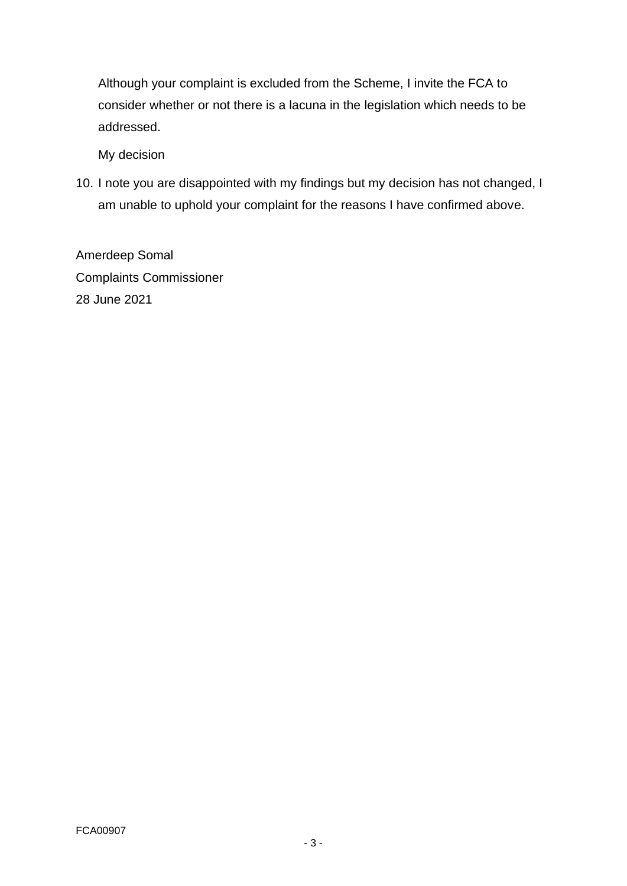Although your complaint is excluded from the Scheme, I invite the FCA to consider whether or not there is a lacuna in the legislation which needs to be addressed.

My decision

10. I note you are disappointed with my findings but my decision has not changed, I am unable to uphold your complaint for the reasons I have confirmed above.

Amerdeep Somal
Complaints Commissioner
28 June 2021

FCA00907